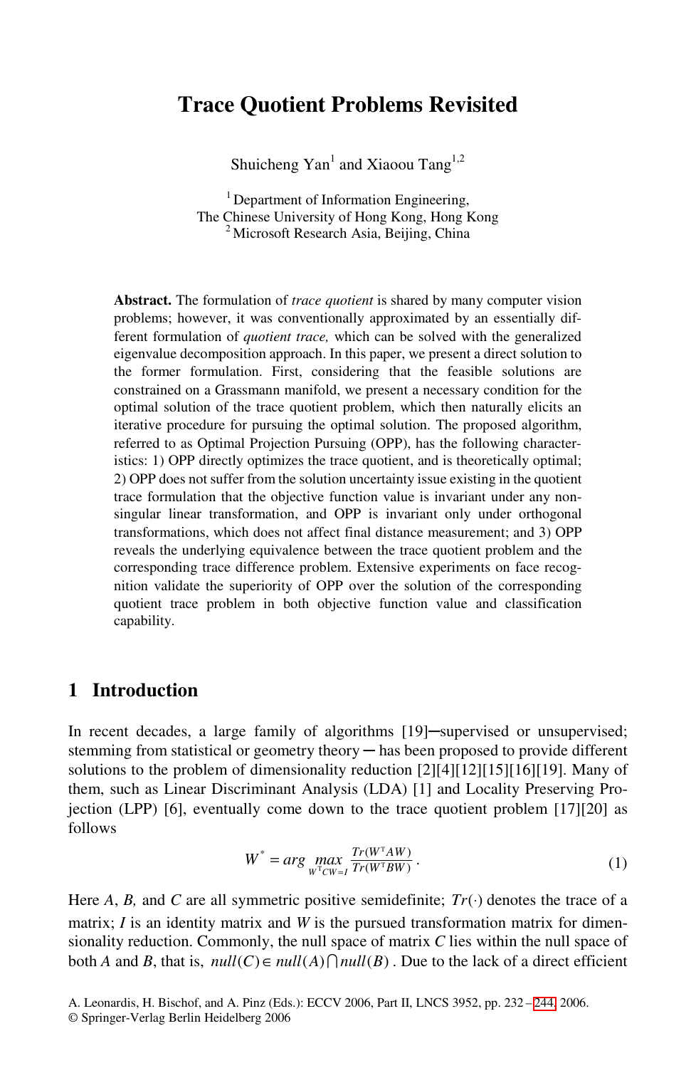# Trace Quotient Problems Revisited

Shuicheng Yan[1] and Xiaoou Tang[1,2]

[1] Department of Information Engineering, The Chinese University of Hong Kong, Hong Kong
[2] Microsoft Research Asia, Beijing, China

**Abstract.** The formulation of *trace quotient* is shared by many computer vision problems; however, it was conventionally approximated by an essentially different formulation of *quotient trace,* which can be solved with the generalized eigenvalue decomposition approach. In this paper, we present a direct solution to the former formulation. First, considering that the feasible solutions are constrained on a Grassmann manifold, we present a necessary condition for the optimal solution of the trace quotient problem, which then naturally elicits an iterative procedure for pursuing the optimal solution. The proposed algorithm, referred to as Optimal Projection Pursuing (OPP), has the following characteristics: 1) OPP directly optimizes the trace quotient, and is theoretically optimal; 2) OPP does not suffer from the solution uncertainty issue existing in the quotient trace formulation that the objective function value is invariant under any nonsingular linear transformation, and OPP is invariant only under orthogonal transformations, which does not affect final distance measurement; and 3) OPP reveals the underlying equivalence between the trace quotient problem and the corresponding trace difference problem. Extensive experiments on face recognition validate the superiority of OPP over the solution of the corresponding quotient trace problem in both objective function value and classification capability.

## 1 Introduction

In recent decades, a large family of algorithms [19]─supervised or unsupervised; stemming from statistical or geometry theory ─ has been proposed to provide different solutions to the problem of dimensionality reduction [2][4][12][15][16][19]. Many of them, such as Linear Discriminant Analysis (LDA) [1] and Locality Preserving Projection (LPP) [6], eventually come down to the trace quotient problem [17][20] as follows

$$W^{*} = \arg\max_{W^{T}CW=I} \frac{Tr(W^{T}AW)}{Tr(W^{T}BW)}. \tag{1}$$

Here $A$, $B$, and $C$ are all symmetric positive semidefinite; $Tr(\cdot)$ denotes the trace of a matrix; $I$ is an identity matrix and $W$ is the pursued transformation matrix for dimensionality reduction. Commonly, the null space of matrix $C$ lies within the null space of both $A$ and $B$, that is, $null(C) \in null(A) \bigcap null(B)$. Due to the lack of a direct efficient

A. Leonardis, H. Bischof, and A. Pinz (Eds.): ECCV 2006, Part II, LNCS 3952, pp. 232 – 244, 2006.
© Springer-Verlag Berlin Heidelberg 2006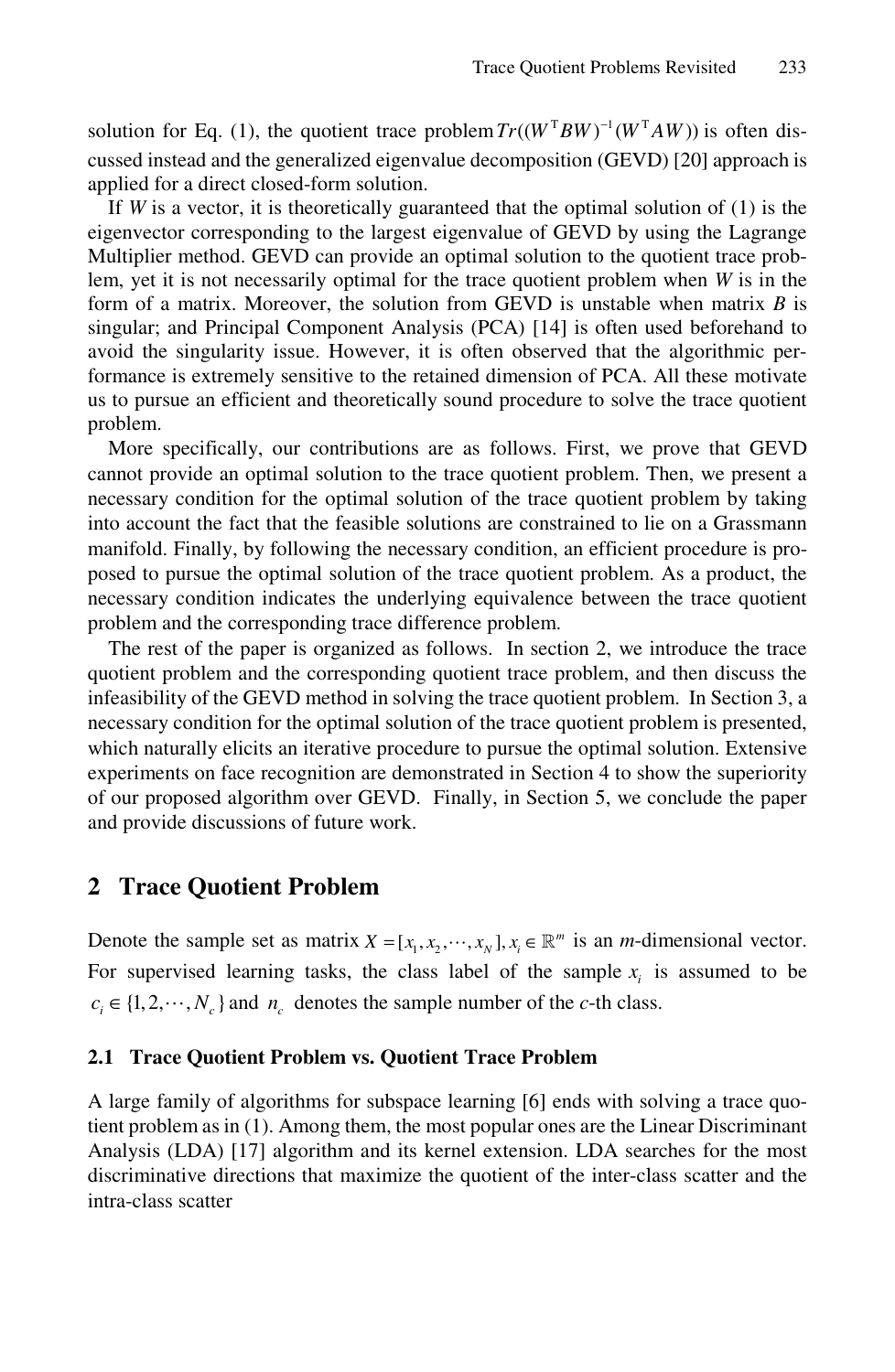solution for Eq. (1), the quotient trace problem $Tr((W^{\mathrm{T}}BW)^{-1}(W^{\mathrm{T}}AW))$ is often discussed instead and the generalized eigenvalue decomposition (GEVD) [20] approach is applied for a direct closed-form solution.

If $W$ is a vector, it is theoretically guaranteed that the optimal solution of (1) is the eigenvector corresponding to the largest eigenvalue of GEVD by using the Lagrange Multiplier method. GEVD can provide an optimal solution to the quotient trace problem, yet it is not necessarily optimal for the trace quotient problem when $W$ is in the form of a matrix. Moreover, the solution from GEVD is unstable when matrix $B$ is singular; and Principal Component Analysis (PCA) [14] is often used beforehand to avoid the singularity issue. However, it is often observed that the algorithmic performance is extremely sensitive to the retained dimension of PCA. All these motivate us to pursue an efficient and theoretically sound procedure to solve the trace quotient problem.

More specifically, our contributions are as follows. First, we prove that GEVD cannot provide an optimal solution to the trace quotient problem. Then, we present a necessary condition for the optimal solution of the trace quotient problem by taking into account the fact that the feasible solutions are constrained to lie on a Grassmann manifold. Finally, by following the necessary condition, an efficient procedure is proposed to pursue the optimal solution of the trace quotient problem. As a product, the necessary condition indicates the underlying equivalence between the trace quotient problem and the corresponding trace difference problem.

The rest of the paper is organized as follows. In section 2, we introduce the trace quotient problem and the corresponding quotient trace problem, and then discuss the infeasibility of the GEVD method in solving the trace quotient problem. In Section 3, a necessary condition for the optimal solution of the trace quotient problem is presented, which naturally elicits an iterative procedure to pursue the optimal solution. Extensive experiments on face recognition are demonstrated in Section 4 to show the superiority of our proposed algorithm over GEVD. Finally, in Section 5, we conclude the paper and provide discussions of future work.

## 2 Trace Quotient Problem

Denote the sample set as matrix $X = [x_1, x_2, \cdots, x_N], x_i \in \mathbb{R}^m$ is an $m$-dimensional vector. For supervised learning tasks, the class label of the sample $x_i$ is assumed to be $c_i \in \{1, 2, \cdots, N_c\}$ and $n_c$ denotes the sample number of the $c$-th class.

### 2.1 Trace Quotient Problem vs. Quotient Trace Problem

A large family of algorithms for subspace learning [6] ends with solving a trace quotient problem as in (1). Among them, the most popular ones are the Linear Discriminant Analysis (LDA) [17] algorithm and its kernel extension. LDA searches for the most discriminative directions that maximize the quotient of the inter-class scatter and the intra-class scatter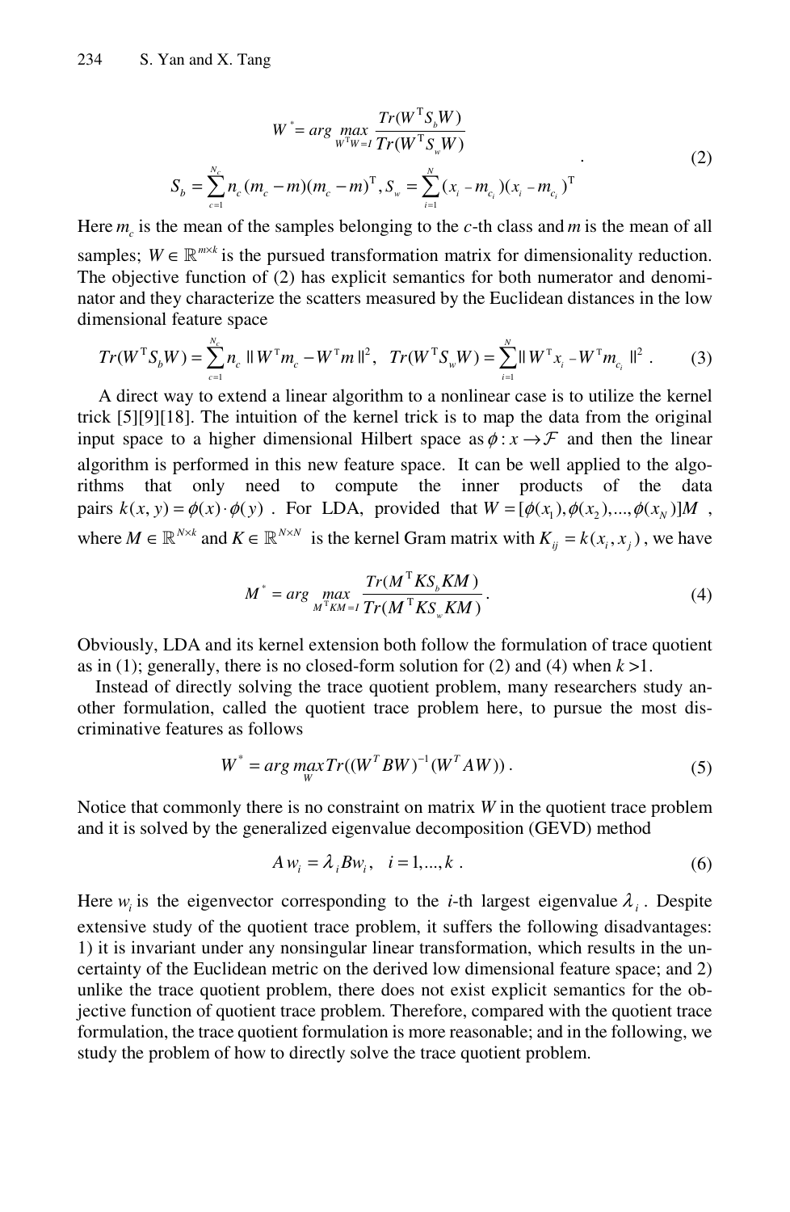$$W^{*} = arg \max_{W^{\mathrm{T}}W=I} \frac{Tr(W^{\mathrm{T}}S_b W)}{Tr(W^{\mathrm{T}}S_w W)}$$

$$S_b = \sum_{c=1}^{N_c} n_c (m_c - m)(m_c - m)^{\mathrm{T}}, S_w = \sum_{i=1}^{N} (x_i - m_{c_i})(x_i - m_{c_i})^{\mathrm{T}} \quad . \tag{2}$$

Here $m_c$ is the mean of the samples belonging to the $c$-th class and $m$ is the mean of all samples; $W \in \mathbb{R}^{m \times k}$ is the pursued transformation matrix for dimensionality reduction. The objective function of (2) has explicit semantics for both numerator and denominator and they characterize the scatters measured by the Euclidean distances in the low dimensional feature space

$$Tr(W^{\mathrm{T}}S_b W) = \sum_{c=1}^{N_c} n_c \| W^{\mathrm{T}}m_c - W^{\mathrm{T}}m \|^2, \quad Tr(W^{\mathrm{T}}S_w W) = \sum_{i=1}^{N} \| W^{\mathrm{T}}x_i - W^{\mathrm{T}}m_{c_i} \|^2 \, . \tag{3}$$

A direct way to extend a linear algorithm to a nonlinear case is to utilize the kernel trick [5][9][18]. The intuition of the kernel trick is to map the data from the original input space to a higher dimensional Hilbert space as $\phi : x \rightarrow \mathcal{F}$ and then the linear algorithm is performed in this new feature space. It can be well applied to the algorithms that only need to compute the inner products of the data pairs $k(x, y) = \phi(x) \cdot \phi(y)$ . For LDA, provided that $W = [\phi(x_1), \phi(x_2), ..., \phi(x_N)]M$ , where $M \in \mathbb{R}^{N \times k}$ and $K \in \mathbb{R}^{N \times N}$ is the kernel Gram matrix with $K_{ij} = k(x_i, x_j)$ , we have

$$M^{*} = arg \max_{M^{\mathrm{T}}KM=I} \frac{Tr(M^{\mathrm{T}}KS_b KM)}{Tr(M^{\mathrm{T}}KS_w KM)} \, . \tag{4}$$

Obviously, LDA and its kernel extension both follow the formulation of trace quotient as in (1); generally, there is no closed-form solution for (2) and (4) when $k > 1$.

Instead of directly solving the trace quotient problem, many researchers study another formulation, called the quotient trace problem here, to pursue the most discriminative features as follows

$$W^{*} = arg \max_{W} Tr((W^T B W)^{-1} (W^T A W)) \, . \tag{5}$$

Notice that commonly there is no constraint on matrix $W$ in the quotient trace problem and it is solved by the generalized eigenvalue decomposition (GEVD) method

$$A w_i = \lambda_i B w_i, \quad i = 1, ..., k \, . \tag{6}$$

Here $w_i$ is the eigenvector corresponding to the $i$-th largest eigenvalue $\lambda_i$ . Despite extensive study of the quotient trace problem, it suffers the following disadvantages: 1) it is invariant under any nonsingular linear transformation, which results in the uncertainty of the Euclidean metric on the derived low dimensional feature space; and 2) unlike the trace quotient problem, there does not exist explicit semantics for the objective function of quotient trace problem. Therefore, compared with the quotient trace formulation, the trace quotient formulation is more reasonable; and in the following, we study the problem of how to directly solve the trace quotient problem.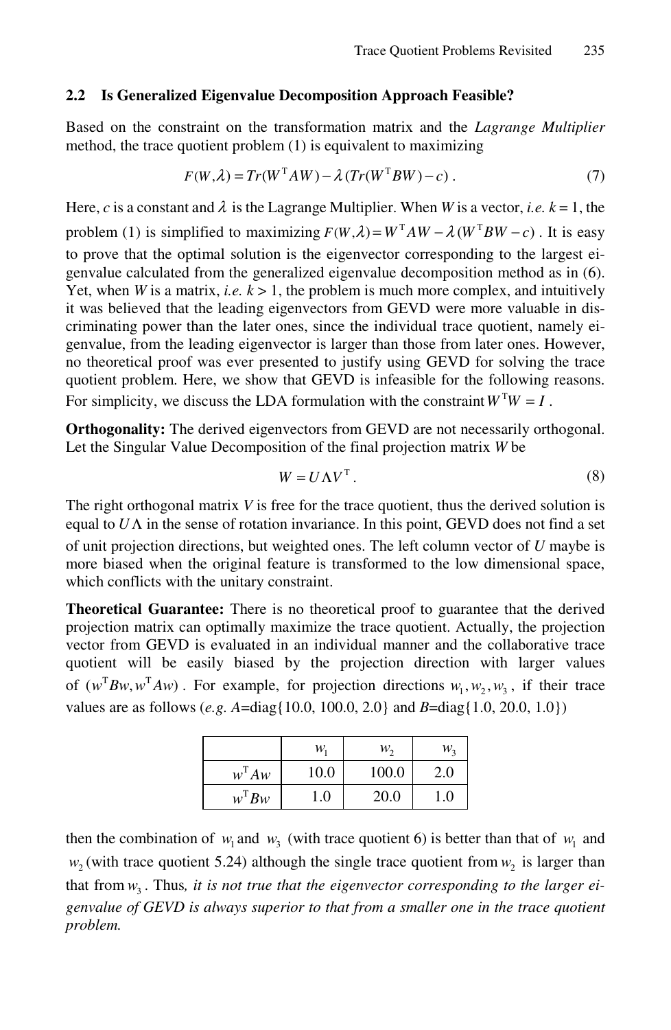## 2.2 Is Generalized Eigenvalue Decomposition Approach Feasible?

Based on the constraint on the transformation matrix and the *Lagrange Multiplier* method, the trace quotient problem (1) is equivalent to maximizing

$$F(W,\lambda) = Tr(W^{\mathrm{T}}AW) - \lambda\,(Tr(W^{\mathrm{T}}BW) - c)\ . \tag{7}$$

Here, $c$ is a constant and $\lambda$ is the Lagrange Multiplier. When $W$ is a vector, *i.e.* $k = 1$, the problem (1) is simplified to maximizing $F(W,\lambda) = W^{\mathrm{T}}AW - \lambda(W^{\mathrm{T}}BW - c)$ . It is easy to prove that the optimal solution is the eigenvector corresponding to the largest eigenvalue calculated from the generalized eigenvalue decomposition method as in (6). Yet, when $W$ is a matrix, *i.e.* $k > 1$, the problem is much more complex, and intuitively it was believed that the leading eigenvectors from GEVD were more valuable in discriminating power than the later ones, since the individual trace quotient, namely eigenvalue, from the leading eigenvector is larger than those from later ones. However, no theoretical proof was ever presented to justify using GEVD for solving the trace quotient problem. Here, we show that GEVD is infeasible for the following reasons. For simplicity, we discuss the LDA formulation with the constraint $W^{\mathrm{T}}W = I$ .

**Orthogonality:** The derived eigenvectors from GEVD are not necessarily orthogonal. Let the Singular Value Decomposition of the final projection matrix $W$ be

$$W = U\Lambda V^{\mathrm{T}}\ . \tag{8}$$

The right orthogonal matrix $V$ is free for the trace quotient, thus the derived solution is equal to $U\Lambda$ in the sense of rotation invariance. In this point, GEVD does not find a set of unit projection directions, but weighted ones. The left column vector of $U$ maybe is more biased when the original feature is transformed to the low dimensional space, which conflicts with the unitary constraint.

**Theoretical Guarantee:** There is no theoretical proof to guarantee that the derived projection matrix can optimally maximize the trace quotient. Actually, the projection vector from GEVD is evaluated in an individual manner and the collaborative trace quotient will be easily biased by the projection direction with larger values of $(w^{\mathrm{T}}Bw, w^{\mathrm{T}}Aw)$ . For example, for projection directions $w_1, w_2, w_3$ , if their trace values are as follows (*e.g.* $A$=diag{10.0, 100.0, 2.0} and $B$=diag{1.0, 20.0, 1.0})

| | $w_1$ | $w_2$ | $w_3$ |
|---|---|---|---|
| $w^{\mathrm{T}}Aw$ | 10.0 | 100.0 | 2.0 |
| $w^{\mathrm{T}}Bw$ | 1.0 | 20.0 | 1.0 |

then the combination of $w_1$ and $w_3$ (with trace quotient 6) is better than that of $w_1$ and $w_2$ (with trace quotient 5.24) although the single trace quotient from $w_2$ is larger than that from $w_3$ . Thus, *it is not true that the eigenvector corresponding to the larger eigenvalue of GEVD is always superior to that from a smaller one in the trace quotient problem.*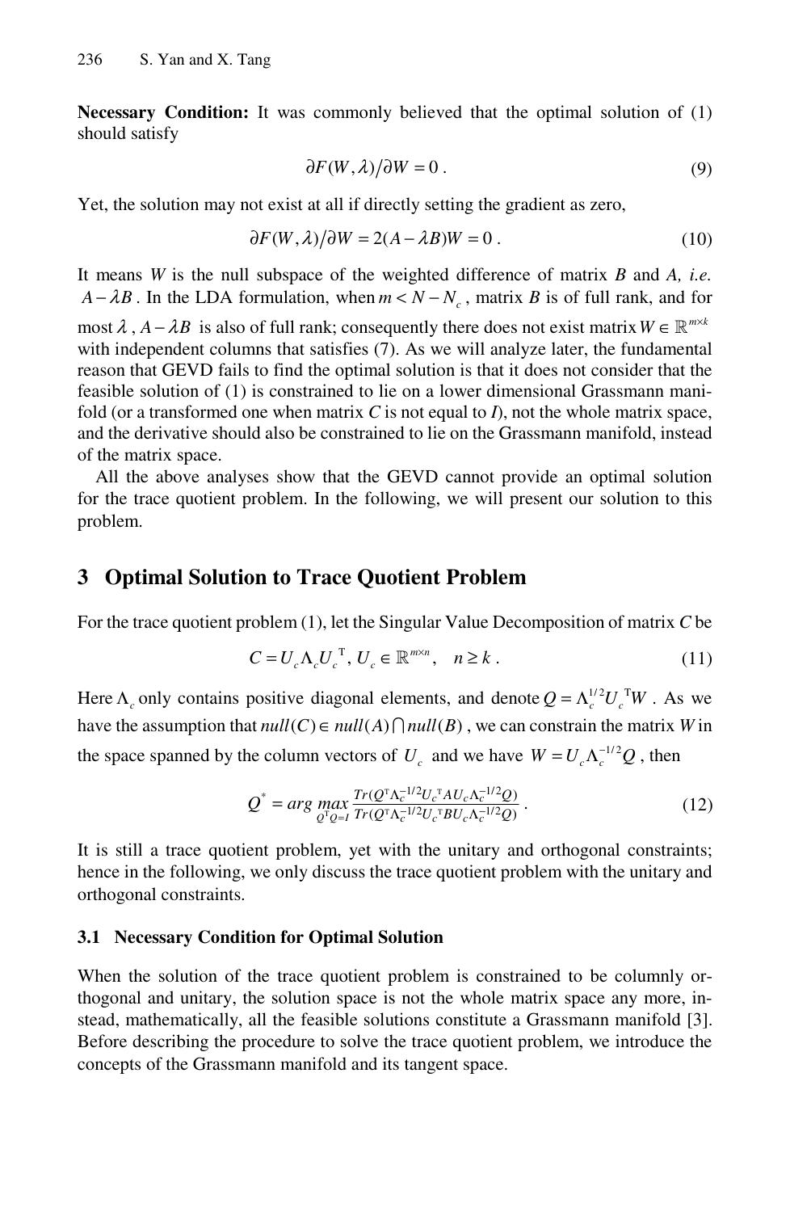**Necessary Condition:** It was commonly believed that the optimal solution of (1) should satisfy

$$\partial F(W,\lambda)/\partial W = 0 . \tag{9}$$

Yet, the solution may not exist at all if directly setting the gradient as zero,

$$\partial F(W,\lambda)/\partial W = 2(A-\lambda B)W = 0 . \tag{10}$$

It means $W$ is the null subspace of the weighted difference of matrix $B$ and $A$, *i.e.* $A-\lambda B$. In the LDA formulation, when $m < N - N_c$, matrix $B$ is of full rank, and for most $\lambda$, $A-\lambda B$ is also of full rank; consequently there does not exist matrix $W \in \mathbb{R}^{m\times k}$ with independent columns that satisfies (7). As we will analyze later, the fundamental reason that GEVD fails to find the optimal solution is that it does not consider that the feasible solution of (1) is constrained to lie on a lower dimensional Grassmann manifold (or a transformed one when matrix $C$ is not equal to $I$), not the whole matrix space, and the derivative should also be constrained to lie on the Grassmann manifold, instead of the matrix space.

All the above analyses show that the GEVD cannot provide an optimal solution for the trace quotient problem. In the following, we will present our solution to this problem.

## 3 Optimal Solution to Trace Quotient Problem

For the trace quotient problem (1), let the Singular Value Decomposition of matrix $C$ be

$$C = U_c \Lambda_c U_c^{\mathrm{T}},\ U_c \in \mathbb{R}^{m\times n}, \quad n \ge k . \tag{11}$$

Here $\Lambda_c$ only contains positive diagonal elements, and denote $Q = \Lambda_c^{1/2} U_c^{\mathrm{T}} W$. As we have the assumption that $null(C) \in null(A) \bigcap null(B)$, we can constrain the matrix $W$ in the space spanned by the column vectors of $U_c$ and we have $W = U_c \Lambda_c^{-1/2} Q$, then

$$Q^* = arg \max_{Q^{\mathrm{T}}Q=I} \frac{Tr(Q^{\mathrm{T}} \Lambda_c^{-1/2} U_c^{\mathrm{T}} A U_c \Lambda_c^{-1/2} Q)}{Tr(Q^{\mathrm{T}} \Lambda_c^{-1/2} U_c^{\mathrm{T}} B U_c \Lambda_c^{-1/2} Q)} . \tag{12}$$

It is still a trace quotient problem, yet with the unitary and orthogonal constraints; hence in the following, we only discuss the trace quotient problem with the unitary and orthogonal constraints.

### 3.1 Necessary Condition for Optimal Solution

When the solution of the trace quotient problem is constrained to be columnly orthogonal and unitary, the solution space is not the whole matrix space any more, instead, mathematically, all the feasible solutions constitute a Grassmann manifold [3]. Before describing the procedure to solve the trace quotient problem, we introduce the concepts of the Grassmann manifold and its tangent space.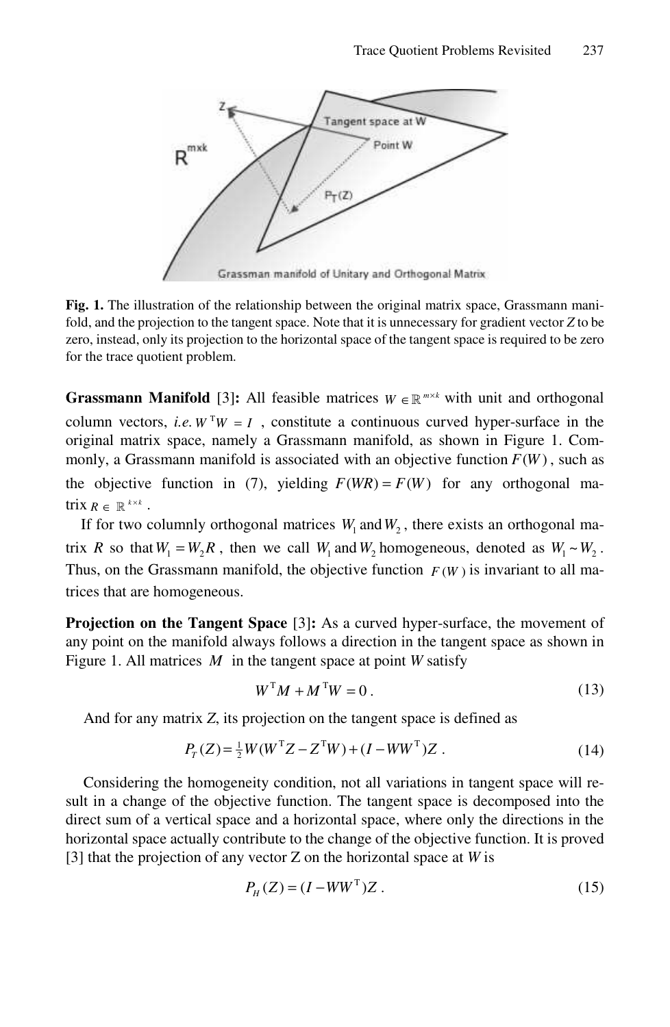**Fig. 1.** The illustration of the relationship between the original matrix space, Grassmann manifold, and the projection to the tangent space. Note that it is unnecessary for gradient vector $Z$ to be zero, instead, only its projection to the horizontal space of the tangent space is required to be zero for the trace quotient problem.

**Grassmann Manifold** [3]**:** All feasible matrices $W \in \mathbb{R}^{m \times k}$ with unit and orthogonal column vectors, *i.e.* $W^{\mathrm{T}}W = I$ , constitute a continuous curved hyper-surface in the original matrix space, namely a Grassmann manifold, as shown in Figure 1. Commonly, a Grassmann manifold is associated with an objective function $F(W)$, such as the objective function in (7), yielding $F(WR) = F(W)$ for any orthogonal matrix $R \in \mathbb{R}^{k \times k}$ .

If for two columnly orthogonal matrices $W_1$ and $W_2$, there exists an orthogonal matrix $R$ so that $W_1 = W_2 R$ , then we call $W_1$ and $W_2$ homogeneous, denoted as $W_1 \sim W_2$ . Thus, on the Grassmann manifold, the objective function $F(W)$ is invariant to all matrices that are homogeneous.

**Projection on the Tangent Space** [3]**:** As a curved hyper-surface, the movement of any point on the manifold always follows a direction in the tangent space as shown in Figure 1. All matrices $M$ in the tangent space at point $W$ satisfy

$$W^{\mathrm{T}}M + M^{\mathrm{T}}W = 0 \,. \tag{13}$$

And for any matrix $Z$, its projection on the tangent space is defined as

$$P_T(Z) = \tfrac{1}{2}W(W^{\mathrm{T}}Z - Z^{\mathrm{T}}W) + (I - WW^{\mathrm{T}})Z \,. \tag{14}$$

Considering the homogeneity condition, not all variations in tangent space will result in a change of the objective function. The tangent space is decomposed into the direct sum of a vertical space and a horizontal space, where only the directions in the horizontal space actually contribute to the change of the objective function. It is proved [3] that the projection of any vector Z on the horizontal space at $W$ is

$$P_H(Z) = (I - WW^{\mathrm{T}})Z \,. \tag{15}$$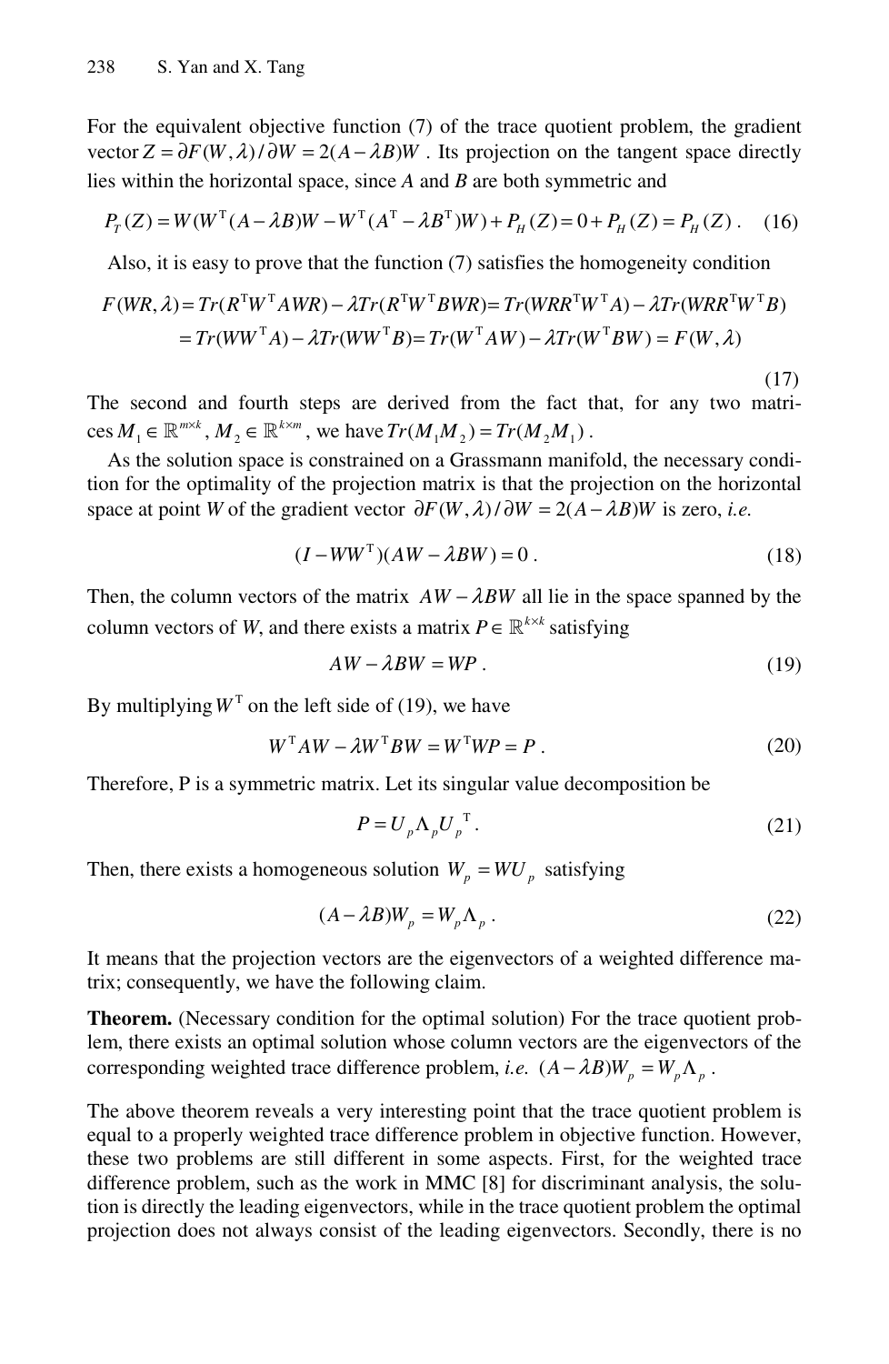For the equivalent objective function (7) of the trace quotient problem, the gradient vector $Z = \partial F(W,\lambda)/\partial W = 2(A-\lambda B)W$ . Its projection on the tangent space directly lies within the horizontal space, since $A$ and $B$ are both symmetric and

$$P_T(Z) = W(W^{\mathrm{T}}(A-\lambda B)W - W^{\mathrm{T}}(A^{\mathrm{T}}-\lambda B^{\mathrm{T}})W) + P_H(Z) = 0 + P_H(Z) = P_H(Z)\,. \quad (16)$$

Also, it is easy to prove that the function (7) satisfies the homogeneity condition

$$\begin{aligned} F(WR,\lambda) &= Tr(R^{\mathrm{T}}W^{\mathrm{T}}AWR) - \lambda Tr(R^{\mathrm{T}}W^{\mathrm{T}}BWR) = Tr(WRR^{\mathrm{T}}W^{\mathrm{T}}A) - \lambda Tr(WRR^{\mathrm{T}}W^{\mathrm{T}}B) \\ &= Tr(WW^{\mathrm{T}}A) - \lambda Tr(WW^{\mathrm{T}}B) = Tr(W^{\mathrm{T}}AW) - \lambda Tr(W^{\mathrm{T}}BW) = F(W,\lambda) \end{aligned} \quad (17)$$

The second and fourth steps are derived from the fact that, for any two matrices $M_1 \in \mathbb{R}^{m\times k}$, $M_2 \in \mathbb{R}^{k\times m}$, we have $Tr(M_1M_2) = Tr(M_2M_1)$ .

As the solution space is constrained on a Grassmann manifold, the necessary condition for the optimality of the projection matrix is that the projection on the horizontal space at point $W$ of the gradient vector $\partial F(W,\lambda)/\partial W = 2(A-\lambda B)W$ is zero, *i.e.*

$$(I - WW^{\mathrm{T}})(AW - \lambda BW) = 0\,. \quad (18)$$

Then, the column vectors of the matrix $AW - \lambda BW$ all lie in the space spanned by the column vectors of $W$, and there exists a matrix $P \in \mathbb{R}^{k\times k}$ satisfying

$$AW - \lambda BW = WP\,. \quad (19)$$

By multiplying $W^{\mathrm{T}}$ on the left side of (19), we have

$$W^{\mathrm{T}}AW - \lambda W^{\mathrm{T}}BW = W^{\mathrm{T}}WP = P\,. \quad (20)$$

Therefore, P is a symmetric matrix. Let its singular value decomposition be

$$P = U_p \Lambda_p U_p^{\mathrm{T}}\,. \quad (21)$$

Then, there exists a homogeneous solution $W_p = WU_p$ satisfying

$$(A - \lambda B)W_p = W_p \Lambda_p\,. \quad (22)$$

It means that the projection vectors are the eigenvectors of a weighted difference matrix; consequently, we have the following claim.

**Theorem.** (Necessary condition for the optimal solution) For the trace quotient problem, there exists an optimal solution whose column vectors are the eigenvectors of the corresponding weighted trace difference problem, *i.e.* $(A - \lambda B)W_p = W_p \Lambda_p$ .

The above theorem reveals a very interesting point that the trace quotient problem is equal to a properly weighted trace difference problem in objective function. However, these two problems are still different in some aspects. First, for the weighted trace difference problem, such as the work in MMC [8] for discriminant analysis, the solution is directly the leading eigenvectors, while in the trace quotient problem the optimal projection does not always consist of the leading eigenvectors. Secondly, there is no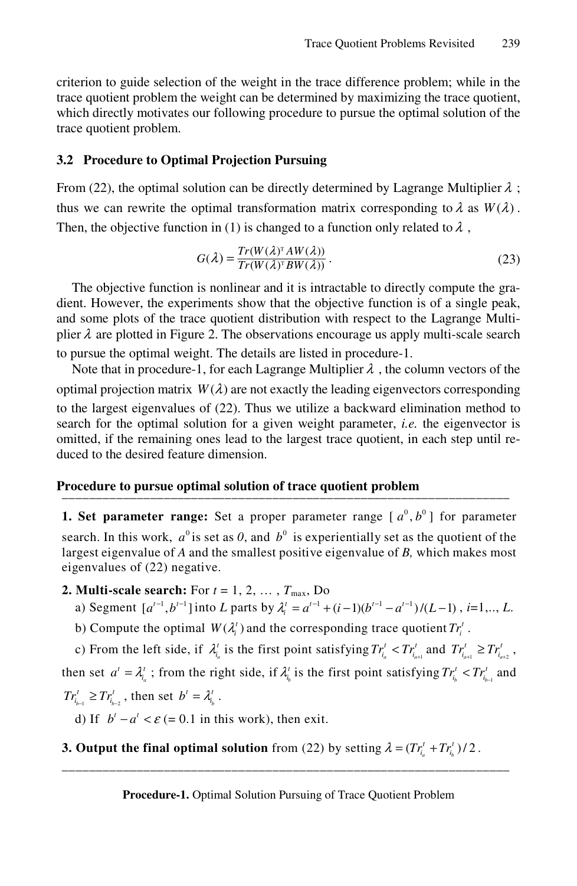criterion to guide selection of the weight in the trace difference problem; while in the trace quotient problem the weight can be determined by maximizing the trace quotient, which directly motivates our following procedure to pursue the optimal solution of the trace quotient problem.

### 3.2 Procedure to Optimal Projection Pursuing

From (22), the optimal solution can be directly determined by Lagrange Multiplier $\lambda$ ; thus we can rewrite the optimal transformation matrix corresponding to $\lambda$ as $W(\lambda)$ . Then, the objective function in (1) is changed to a function only related to $\lambda$ ,

$$G(\lambda) = \frac{Tr(W(\lambda)^{\mathrm{T}} AW(\lambda))}{Tr(W(\lambda)^{\mathrm{T}} BW(\lambda))}. \tag{23}$$

The objective function is nonlinear and it is intractable to directly compute the gradient. However, the experiments show that the objective function is of a single peak, and some plots of the trace quotient distribution with respect to the Lagrange Multiplier $\lambda$ are plotted in Figure 2. The observations encourage us apply multi-scale search to pursue the optimal weight. The details are listed in procedure-1.

Note that in procedure-1, for each Lagrange Multiplier $\lambda$ , the column vectors of the optimal projection matrix $W(\lambda)$ are not exactly the leading eigenvectors corresponding to the largest eigenvalues of (22). Thus we utilize a backward elimination method to search for the optimal solution for a given weight parameter, *i.e.* the eigenvector is omitted, if the remaining ones lead to the largest trace quotient, in each step until reduced to the desired feature dimension.

**Procedure to pursue optimal solution of trace quotient problem**

---

**1. Set parameter range:** Set a proper parameter range [ $a^0, b^0$ ] for parameter search. In this work, $a^0$ is set as *0*, and $b^0$ is experientially set as the quotient of the largest eigenvalue of *A* and the smallest positive eigenvalue of *B,* which makes most eigenvalues of (22) negative.

**2. Multi-scale search:** For $t$ = 1, 2, … , $T_{\max}$, Do

a) Segment $[a^{t-1}, b^{t-1}]$ into $L$ parts by $\lambda_i^t = a^{t-1} + (i-1)(b^{t-1} - a^{t-1})/(L-1)$ , $i$=1,.., $L$.

b) Compute the optimal $W(\lambda_i^t)$ and the corresponding trace quotient $Tr_i^t$ .

c) From the left side, if $\lambda_{i_a}^t$ is the first point satisfying $Tr_{i_a}^t < Tr_{i_{a+1}}^t$ and $Tr_{i_{a+1}}^t \geq Tr_{i_{a+2}}^t$ , then set $a^t = \lambda_{i_a}^t$ ; from the right side, if $\lambda_{i_b}^t$ is the first point satisfying $Tr_{i_b}^t < Tr_{i_{b-1}}^t$ and $Tr_{i_{b-1}}^t \geq Tr_{i_{b-2}}^t$ , then set $b^t = \lambda_{i_b}^t$ .

d) If $b^t - a^t < \varepsilon$ (= 0.1 in this work), then exit.

**3. Output the final optimal solution** from (22) by setting $\lambda = (Tr_{i_a}^t + Tr_{i_b}^t)/2$ .

---

**Procedure-1.** Optimal Solution Pursuing of Trace Quotient Problem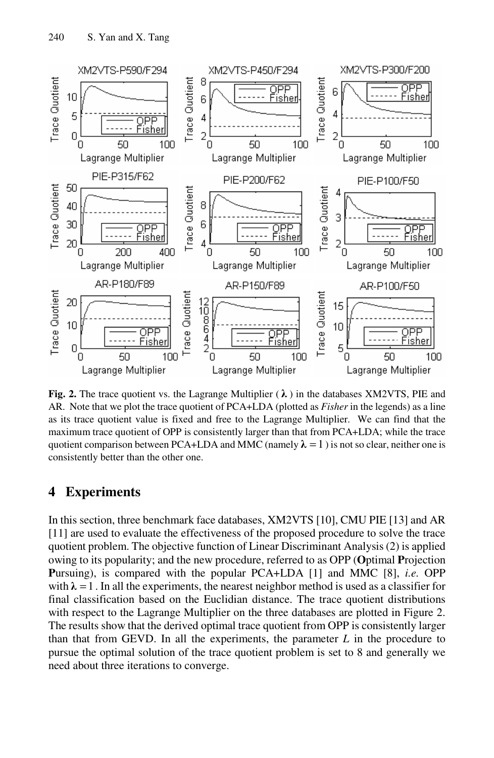**Fig. 2.** The trace quotient vs. the Lagrange Multiplier ( $\boldsymbol{\lambda}$ ) in the databases XM2VTS, PIE and AR. Note that we plot the trace quotient of PCA+LDA (plotted as *Fisher* in the legends) as a line as its trace quotient value is fixed and free to the Lagrange Multiplier. We can find that the maximum trace quotient of OPP is consistently larger than that from PCA+LDA; while the trace quotient comparison between PCA+LDA and MMC (namely $\boldsymbol{\lambda} = 1$ ) is not so clear, neither one is consistently better than the other one.

## 4 Experiments

In this section, three benchmark face databases, XM2VTS [10], CMU PIE [13] and AR [11] are used to evaluate the effectiveness of the proposed procedure to solve the trace quotient problem. The objective function of Linear Discriminant Analysis (2) is applied owing to its popularity; and the new procedure, referred to as OPP (**O**ptimal **P**rojection **P**ursuing), is compared with the popular PCA+LDA [1] and MMC [8], *i.e.* OPP with $\boldsymbol{\lambda} = 1$ . In all the experiments, the nearest neighbor method is used as a classifier for final classification based on the Euclidian distance. The trace quotient distributions with respect to the Lagrange Multiplier on the three databases are plotted in Figure 2. The results show that the derived optimal trace quotient from OPP is consistently larger than that from GEVD. In all the experiments, the parameter $L$ in the procedure to pursue the optimal solution of the trace quotient problem is set to 8 and generally we need about three iterations to converge.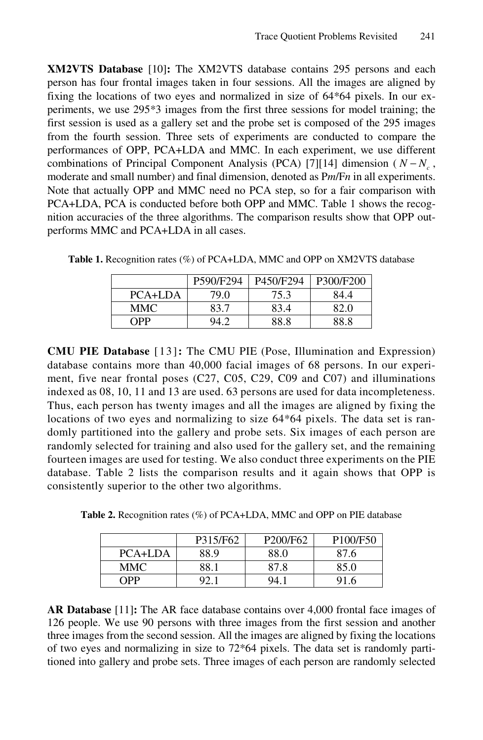**XM2VTS Database** [10]**:** The XM2VTS database contains 295 persons and each person has four frontal images taken in four sessions. All the images are aligned by fixing the locations of two eyes and normalized in size of 64*64 pixels. In our experiments, we use 295*3 images from the first three sessions for model training; the first session is used as a gallery set and the probe set is composed of the 295 images from the fourth session. Three sets of experiments are conducted to compare the performances of OPP, PCA+LDA and MMC. In each experiment, we use different combinations of Principal Component Analysis (PCA) [7][14] dimension ( $N - N_c$ , moderate and small number) and final dimension, denoted as P*m*/F*n* in all experiments. Note that actually OPP and MMC need no PCA step, so for a fair comparison with PCA+LDA, PCA is conducted before both OPP and MMC. Table 1 shows the recognition accuracies of the three algorithms. The comparison results show that OPP outperforms MMC and PCA+LDA in all cases.

**Table 1.** Recognition rates (%) of PCA+LDA, MMC and OPP on XM2VTS database

| | P590/F294 | P450/F294 | P300/F200 |
|---|---|---|---|
| PCA+LDA | 79.0 | 75.3 | 84.4 |
| MMC | 83.7 | 83.4 | 82.0 |
| OPP | 94.2 | 88.8 | 88.8 |

**CMU PIE Database** [13]**:** The CMU PIE (Pose, Illumination and Expression) database contains more than 40,000 facial images of 68 persons. In our experiment, five near frontal poses (C27, C05, C29, C09 and C07) and illuminations indexed as 08, 10, 11 and 13 are used. 63 persons are used for data incompleteness. Thus, each person has twenty images and all the images are aligned by fixing the locations of two eyes and normalizing to size 64*64 pixels. The data set is randomly partitioned into the gallery and probe sets. Six images of each person are randomly selected for training and also used for the gallery set, and the remaining fourteen images are used for testing. We also conduct three experiments on the PIE database. Table 2 lists the comparison results and it again shows that OPP is consistently superior to the other two algorithms.

**Table 2.** Recognition rates (%) of PCA+LDA, MMC and OPP on PIE database

| | P315/F62 | P200/F62 | P100/F50 |
|---|---|---|---|
| PCA+LDA | 88.9 | 88.0 | 87.6 |
| MMC | 88.1 | 87.8 | 85.0 |
| OPP | 92.1 | 94.1 | 91.6 |

**AR Database** [11]**:** The AR face database contains over 4,000 frontal face images of 126 people. We use 90 persons with three images from the first session and another three images from the second session. All the images are aligned by fixing the locations of two eyes and normalizing in size to 72*64 pixels. The data set is randomly partitioned into gallery and probe sets. Three images of each person are randomly selected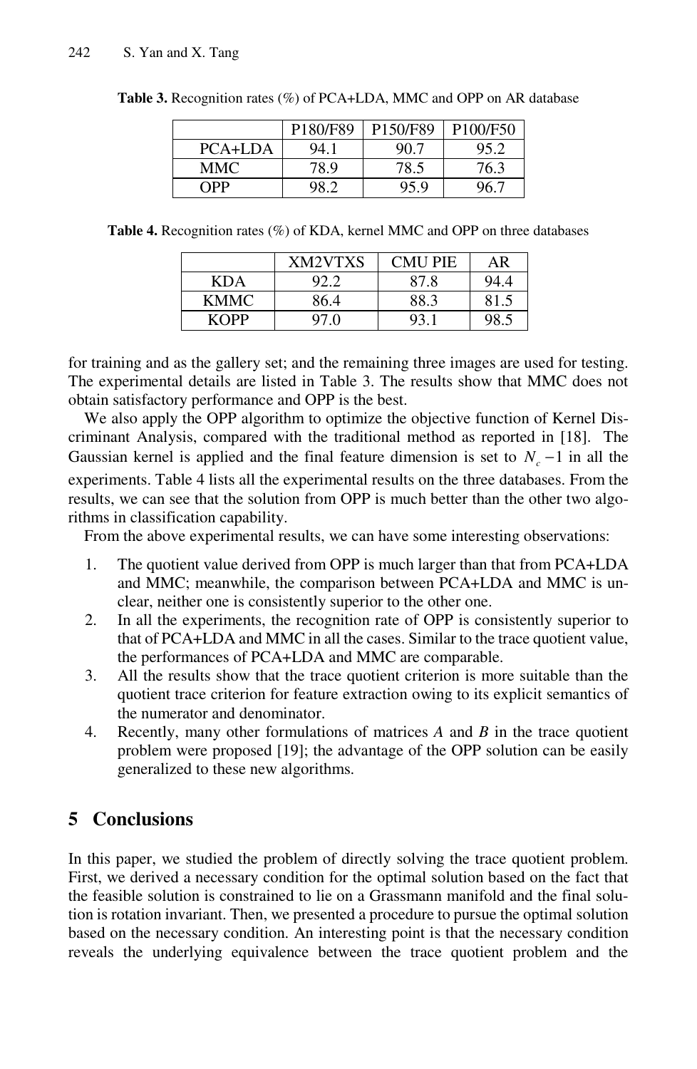**Table 3.** Recognition rates (%) of PCA+LDA, MMC and OPP on AR database

| | P180/F89 | P150/F89 | P100/F50 |
|---|---|---|---|
| PCA+LDA | 94.1 | 90.7 | 95.2 |
| MMC | 78.9 | 78.5 | 76.3 |
| OPP | 98.2 | 95.9 | 96.7 |

**Table 4.** Recognition rates (%) of KDA, kernel MMC and OPP on three databases

| | XM2VTXS | CMU PIE | AR |
|---|---|---|---|
| KDA | 92.2 | 87.8 | 94.4 |
| KMMC | 86.4 | 88.3 | 81.5 |
| KOPP | 97.0 | 93.1 | 98.5 |

for training and as the gallery set; and the remaining three images are used for testing. The experimental details are listed in Table 3. The results show that MMC does not obtain satisfactory performance and OPP is the best.

We also apply the OPP algorithm to optimize the objective function of Kernel Discriminant Analysis, compared with the traditional method as reported in [18]. The Gaussian kernel is applied and the final feature dimension is set to $N_c - 1$ in all the experiments. Table 4 lists all the experimental results on the three databases. From the results, we can see that the solution from OPP is much better than the other two algorithms in classification capability.

From the above experimental results, we can have some interesting observations:

1. The quotient value derived from OPP is much larger than that from PCA+LDA and MMC; meanwhile, the comparison between PCA+LDA and MMC is unclear, neither one is consistently superior to the other one.
2. In all the experiments, the recognition rate of OPP is consistently superior to that of PCA+LDA and MMC in all the cases. Similar to the trace quotient value, the performances of PCA+LDA and MMC are comparable.
3. All the results show that the trace quotient criterion is more suitable than the quotient trace criterion for feature extraction owing to its explicit semantics of the numerator and denominator.
4. Recently, many other formulations of matrices $A$ and $B$ in the trace quotient problem were proposed [19]; the advantage of the OPP solution can be easily generalized to these new algorithms.

## 5 Conclusions

In this paper, we studied the problem of directly solving the trace quotient problem. First, we derived a necessary condition for the optimal solution based on the fact that the feasible solution is constrained to lie on a Grassmann manifold and the final solution is rotation invariant. Then, we presented a procedure to pursue the optimal solution based on the necessary condition. An interesting point is that the necessary condition reveals the underlying equivalence between the trace quotient problem and the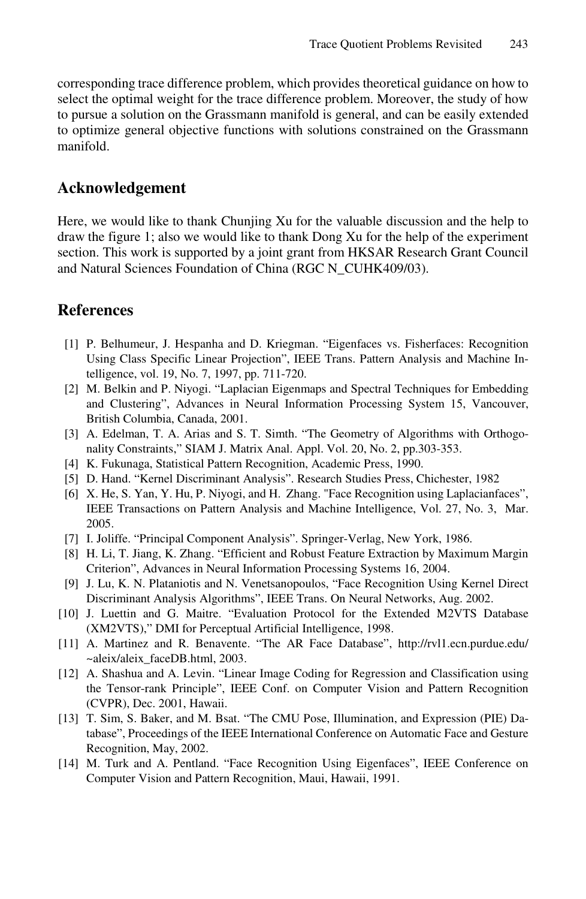corresponding trace difference problem, which provides theoretical guidance on how to select the optimal weight for the trace difference problem. Moreover, the study of how to pursue a solution on the Grassmann manifold is general, and can be easily extended to optimize general objective functions with solutions constrained on the Grassmann manifold.

## Acknowledgement

Here, we would like to thank Chunjing Xu for the valuable discussion and the help to draw the figure 1; also we would like to thank Dong Xu for the help of the experiment section. This work is supported by a joint grant from HKSAR Research Grant Council and Natural Sciences Foundation of China (RGC N_CUHK409/03).

## References

[1] P. Belhumeur, J. Hespanha and D. Kriegman. "Eigenfaces vs. Fisherfaces: Recognition Using Class Specific Linear Projection", IEEE Trans. Pattern Analysis and Machine Intelligence, vol. 19, No. 7, 1997, pp. 711-720.

[2] M. Belkin and P. Niyogi. "Laplacian Eigenmaps and Spectral Techniques for Embedding and Clustering", Advances in Neural Information Processing System 15, Vancouver, British Columbia, Canada, 2001.

[3] A. Edelman, T. A. Arias and S. T. Simth. "The Geometry of Algorithms with Orthogonality Constraints," SIAM J. Matrix Anal. Appl. Vol. 20, No. 2, pp.303-353.

[4] K. Fukunaga, Statistical Pattern Recognition, Academic Press, 1990.

[5] D. Hand. "Kernel Discriminant Analysis". Research Studies Press, Chichester, 1982

[6] X. He, S. Yan, Y. Hu, P. Niyogi, and H. Zhang. "Face Recognition using Laplacianfaces", IEEE Transactions on Pattern Analysis and Machine Intelligence, Vol. 27, No. 3, Mar. 2005.

[7] I. Joliffe. "Principal Component Analysis". Springer-Verlag, New York, 1986.

[8] H. Li, T. Jiang, K. Zhang. "Efficient and Robust Feature Extraction by Maximum Margin Criterion", Advances in Neural Information Processing Systems 16, 2004.

[9] J. Lu, K. N. Plataniotis and N. Venetsanopoulos, "Face Recognition Using Kernel Direct Discriminant Analysis Algorithms", IEEE Trans. On Neural Networks, Aug. 2002.

[10] J. Luettin and G. Maitre. "Evaluation Protocol for the Extended M2VTS Database (XM2VTS)," DMI for Perceptual Artificial Intelligence, 1998.

[11] A. Martinez and R. Benavente. "The AR Face Database", http://rvl1.ecn.purdue.edu/~aleix/aleix_faceDB.html, 2003.

[12] A. Shashua and A. Levin. "Linear Image Coding for Regression and Classification using the Tensor-rank Principle", IEEE Conf. on Computer Vision and Pattern Recognition (CVPR), Dec. 2001, Hawaii.

[13] T. Sim, S. Baker, and M. Bsat. "The CMU Pose, Illumination, and Expression (PIE) Database", Proceedings of the IEEE International Conference on Automatic Face and Gesture Recognition, May, 2002.

[14] M. Turk and A. Pentland. "Face Recognition Using Eigenfaces", IEEE Conference on Computer Vision and Pattern Recognition, Maui, Hawaii, 1991.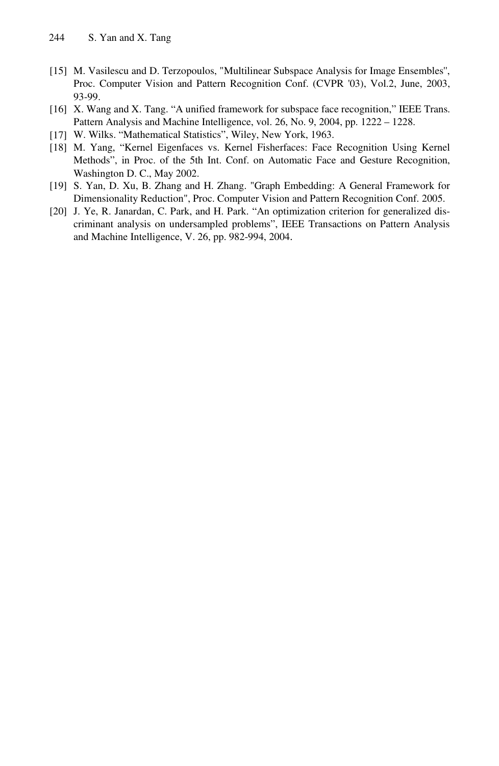[15] M. Vasilescu and D. Terzopoulos, "Multilinear Subspace Analysis for Image Ensembles", Proc. Computer Vision and Pattern Recognition Conf. (CVPR '03), Vol.2, June, 2003, 93-99.

[16] X. Wang and X. Tang. "A unified framework for subspace face recognition," IEEE Trans. Pattern Analysis and Machine Intelligence, vol. 26, No. 9, 2004, pp. 1222 – 1228.

[17] W. Wilks. "Mathematical Statistics", Wiley, New York, 1963.

[18] M. Yang, "Kernel Eigenfaces vs. Kernel Fisherfaces: Face Recognition Using Kernel Methods", in Proc. of the 5th Int. Conf. on Automatic Face and Gesture Recognition, Washington D. C., May 2002.

[19] S. Yan, D. Xu, B. Zhang and H. Zhang. "Graph Embedding: A General Framework for Dimensionality Reduction", Proc. Computer Vision and Pattern Recognition Conf. 2005.

[20] J. Ye, R. Janardan, C. Park, and H. Park. "An optimization criterion for generalized discriminant analysis on undersampled problems", IEEE Transactions on Pattern Analysis and Machine Intelligence, V. 26, pp. 982-994, 2004.